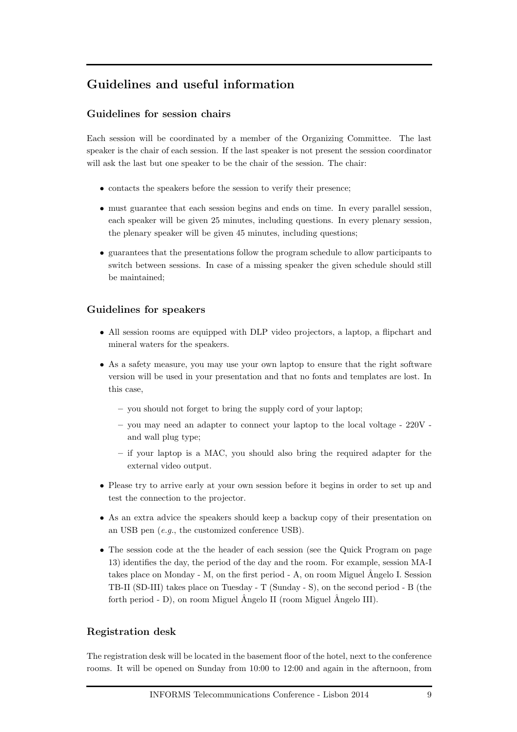## Guidelines and useful information

### Guidelines for session chairs

Each session will be coordinated by a member of the Organizing Committee. The last speaker is the chair of each session. If the last speaker is not present the session coordinator will ask the last but one speaker to be the chair of the session. The chair:

- contacts the speakers before the session to verify their presence;
- must guarantee that each session begins and ends on time. In every parallel session, each speaker will be given 25 minutes, including questions. In every plenary session, the plenary speaker will be given 45 minutes, including questions;
- guarantees that the presentations follow the program schedule to allow participants to switch between sessions. In case of a missing speaker the given schedule should still be maintained;

### Guidelines for speakers

- All session rooms are equipped with DLP video projectors, a laptop, a flipchart and mineral waters for the speakers.
- As a safety measure, you may use your own laptop to ensure that the right software version will be used in your presentation and that no fonts and templates are lost. In this case,
  - you should not forget to bring the supply cord of your laptop;
  - you may need an adapter to connect your laptop to the local voltage - 220V - and wall plug type;
  - if your laptop is a MAC, you should also bring the required adapter for the external video output.
- Please try to arrive early at your own session before it begins in order to set up and test the connection to the projector.
- As an extra advice the speakers should keep a backup copy of their presentation on an USB pen (*e.g.*, the customized conference USB).
- The session code at the the header of each session (see the Quick Program on page 13) identifies the day, the period of the day and the room. For example, session MA-I takes place on Monday - M, on the first period - A, on room Miguel Ângelo I. Session TB-II (SD-III) takes place on Tuesday - T (Sunday - S), on the second period - B (the forth period - D), on room Miguel Ângelo II (room Miguel Ângelo III).

### Registration desk

The registration desk will be located in the basement floor of the hotel, next to the conference rooms. It will be opened on Sunday from 10:00 to 12:00 and again in the afternoon, from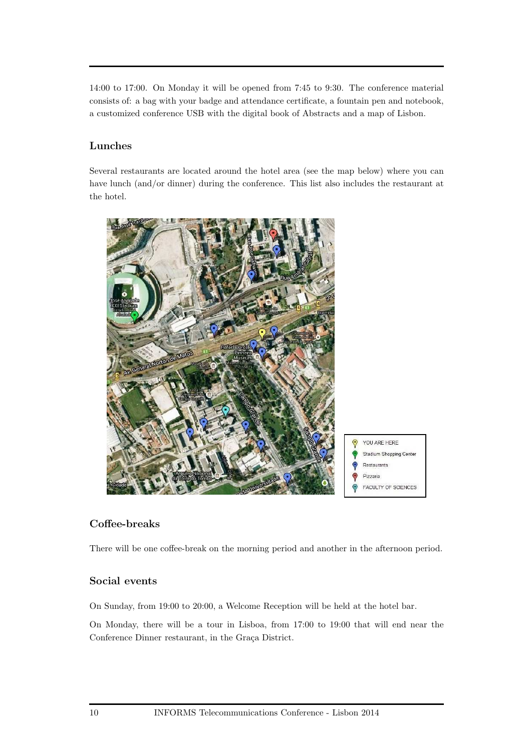14:00 to 17:00. On Monday it will be opened from 7:45 to 9:30. The conference material consists of: a bag with your badge and attendance certificate, a fountain pen and notebook, a customized conference USB with the digital book of Abstracts and a map of Lisbon.

### Lunches

Several restaurants are located around the hotel area (see the map below) where you can have lunch (and/or dinner) during the conference. This list also includes the restaurant at the hotel.

### Coffee-breaks

There will be one coffee-break on the morning period and another in the afternoon period.

### Social events

On Sunday, from 19:00 to 20:00, a Welcome Reception will be held at the hotel bar.

On Monday, there will be a tour in Lisboa, from 17:00 to 19:00 that will end near the Conference Dinner restaurant, in the Graça District.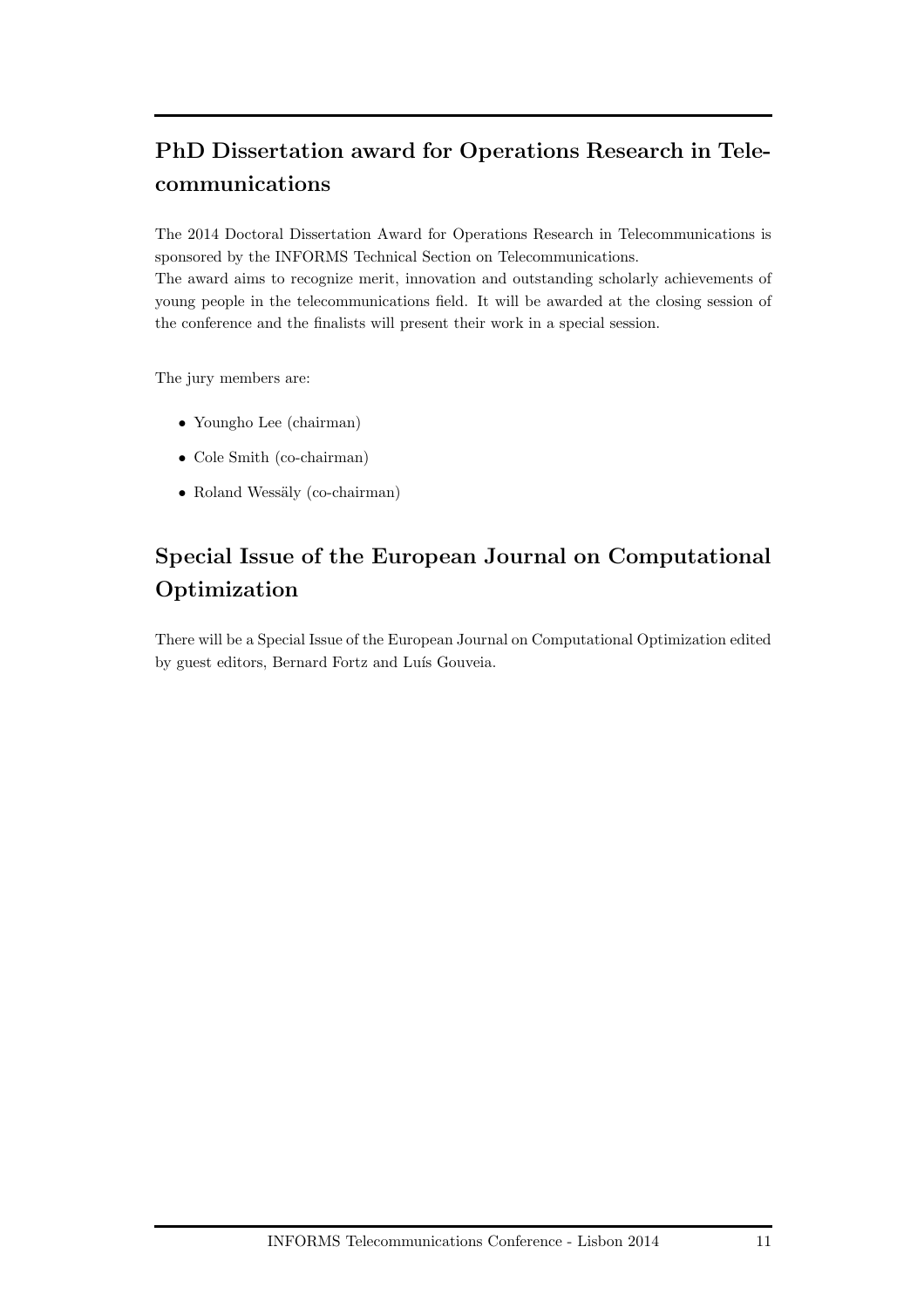## PhD Dissertation award for Operations Research in Telecommunications

The 2014 Doctoral Dissertation Award for Operations Research in Telecommunications is sponsored by the INFORMS Technical Section on Telecommunications.
The award aims to recognize merit, innovation and outstanding scholarly achievements of young people in the telecommunications field. It will be awarded at the closing session of the conference and the finalists will present their work in a special session.

The jury members are:

- Youngho Lee (chairman)
- Cole Smith (co-chairman)
- Roland Wessäly (co-chairman)

## Special Issue of the European Journal on Computational Optimization

There will be a Special Issue of the European Journal on Computational Optimization edited by guest editors, Bernard Fortz and Luís Gouveia.